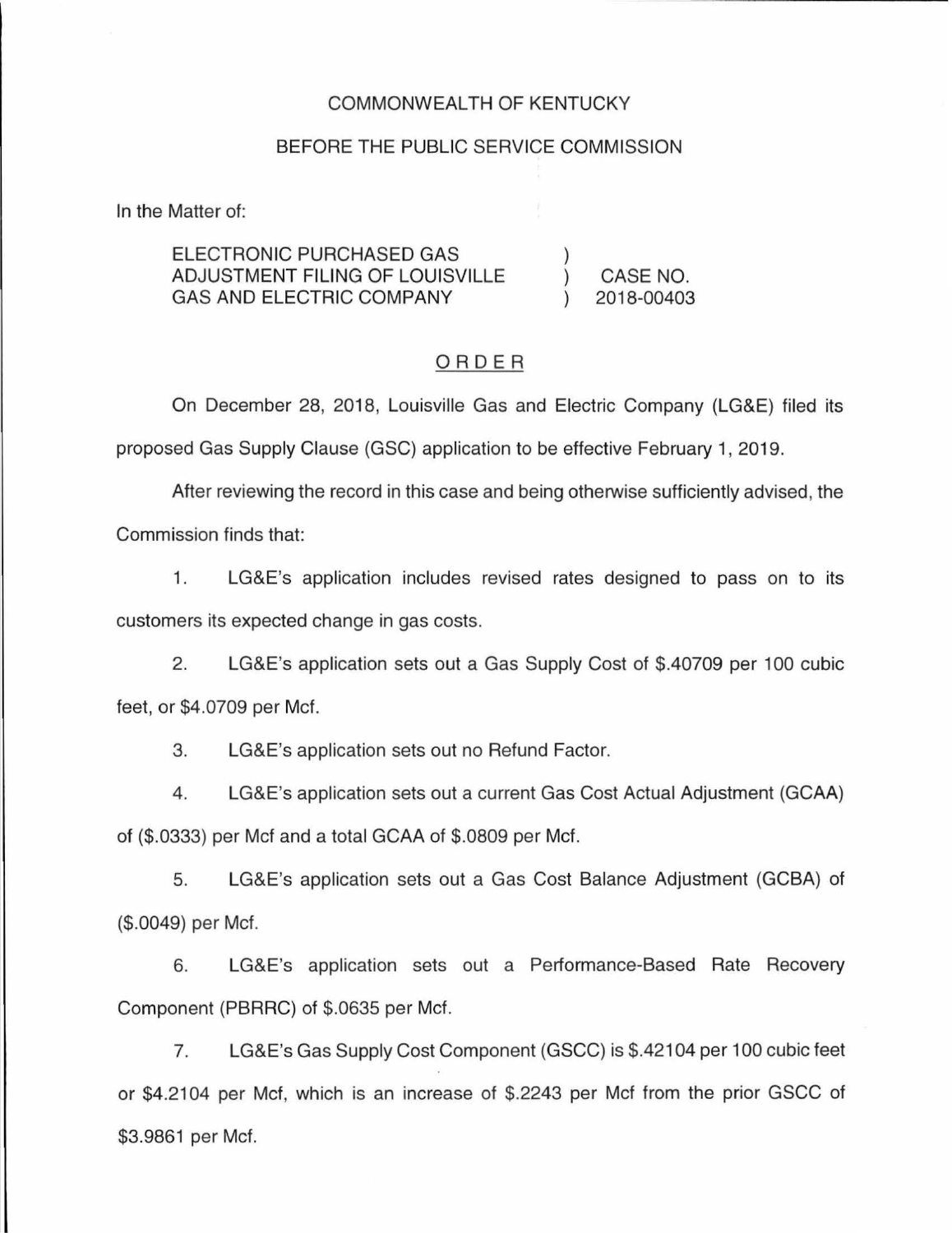COMMONWEALTH OF KENTUCKY

BEFORE THE PUBLIC SERVICE COMMISSION

In the Matter of:

| | | |
|---|---|---|
| ELECTRONIC PURCHASED GAS ADJUSTMENT FILING OF LOUISVILLE GAS AND ELECTRIC COMPANY | ) ) ) | CASE NO. 2018-00403 |

# ORDER

On December 28, 2018, Louisville Gas and Electric Company (LG&E) filed its proposed Gas Supply Clause (GSC) application to be effective February 1, 2019.

After reviewing the record in this case and being otherwise sufficiently advised, the Commission finds that:

1. LG&E's application includes revised rates designed to pass on to its customers its expected change in gas costs.

2. LG&E's application sets out a Gas Supply Cost of $.40709 per 100 cubic feet, or $4.0709 per Mcf.

3. LG&E's application sets out no Refund Factor.

4. LG&E's application sets out a current Gas Cost Actual Adjustment (GCAA) of ($.0333) per Mcf and a total GCAA of $.0809 per Mcf.

5. LG&E's application sets out a Gas Cost Balance Adjustment (GCBA) of ($.0049) per Mcf.

6. LG&E's application sets out a Performance-Based Rate Recovery Component (PBRRC) of $.0635 per Mcf.

7. LG&E's Gas Supply Cost Component (GSCC) is $.42104 per 100 cubic feet or $4.2104 per Mcf, which is an increase of $.2243 per Mcf from the prior GSCC of $3.9861 per Mcf.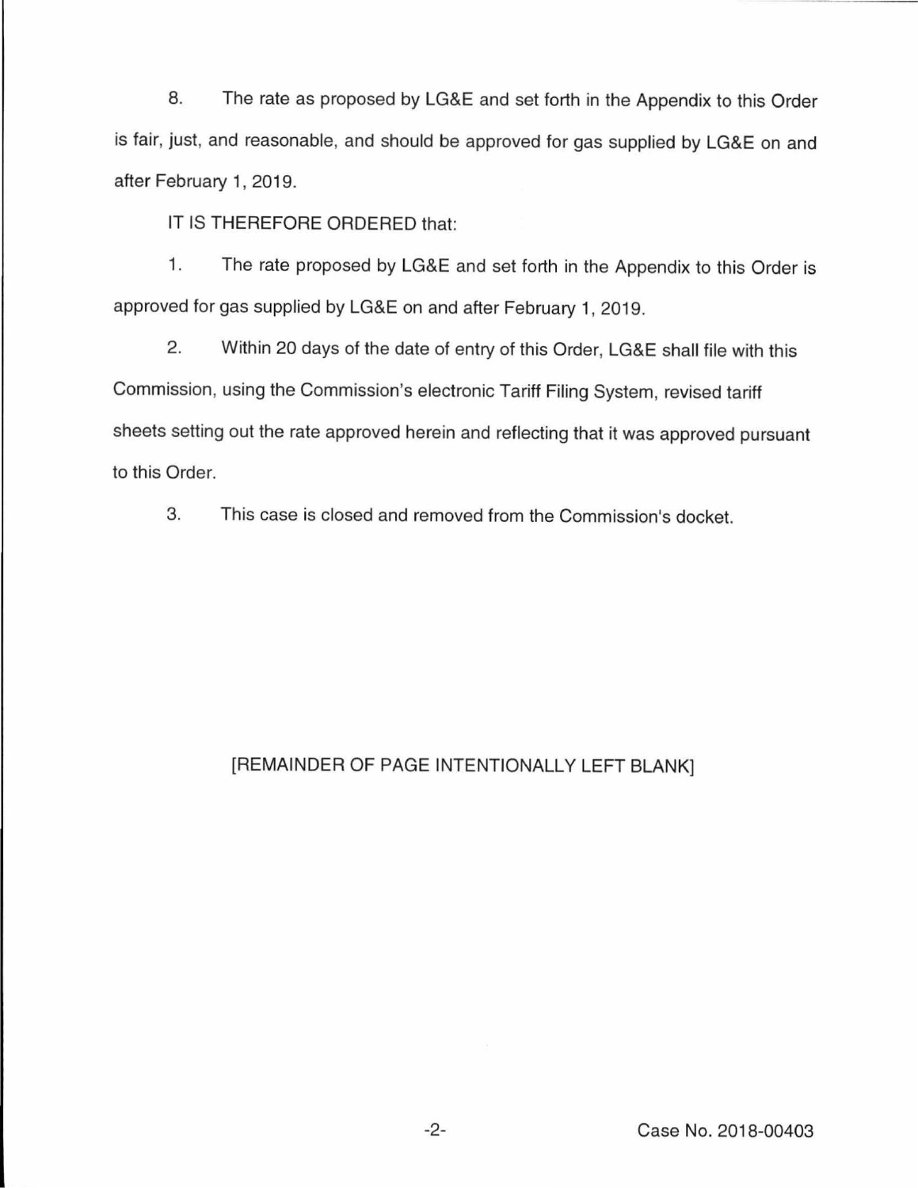8. The rate as proposed by LG&E and set forth in the Appendix to this Order is fair, just, and reasonable, and should be approved for gas supplied by LG&E on and after February 1, 2019.

IT IS THEREFORE ORDERED that:

1. The rate proposed by LG&E and set forth in the Appendix to this Order is approved for gas supplied by LG&E on and after February 1, 2019.

2. Within 20 days of the date of entry of this Order, LG&E shall file with this Commission, using the Commission's electronic Tariff Filing System, revised tariff sheets setting out the rate approved herein and reflecting that it was approved pursuant to this Order.

3. This case is closed and removed from the Commission's docket.

[REMAINDER OF PAGE INTENTIONALLY LEFT BLANK]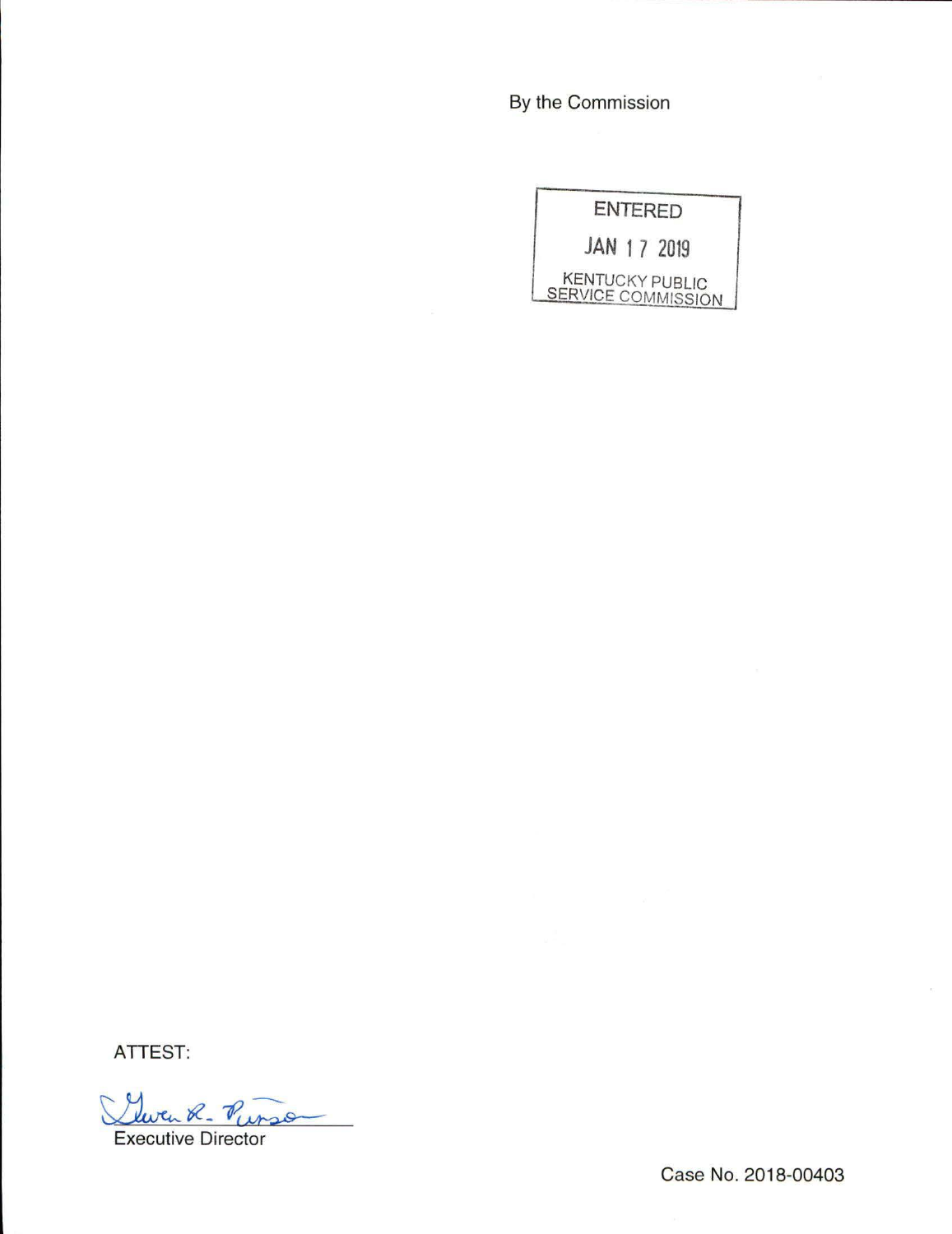By the Commission

ENTERED

JAN 17 2019

KENTUCKY PUBLIC SERVICE COMMISSION

ATTEST:

Gwen R. Pinson

Executive Director

Case No. 2018-00403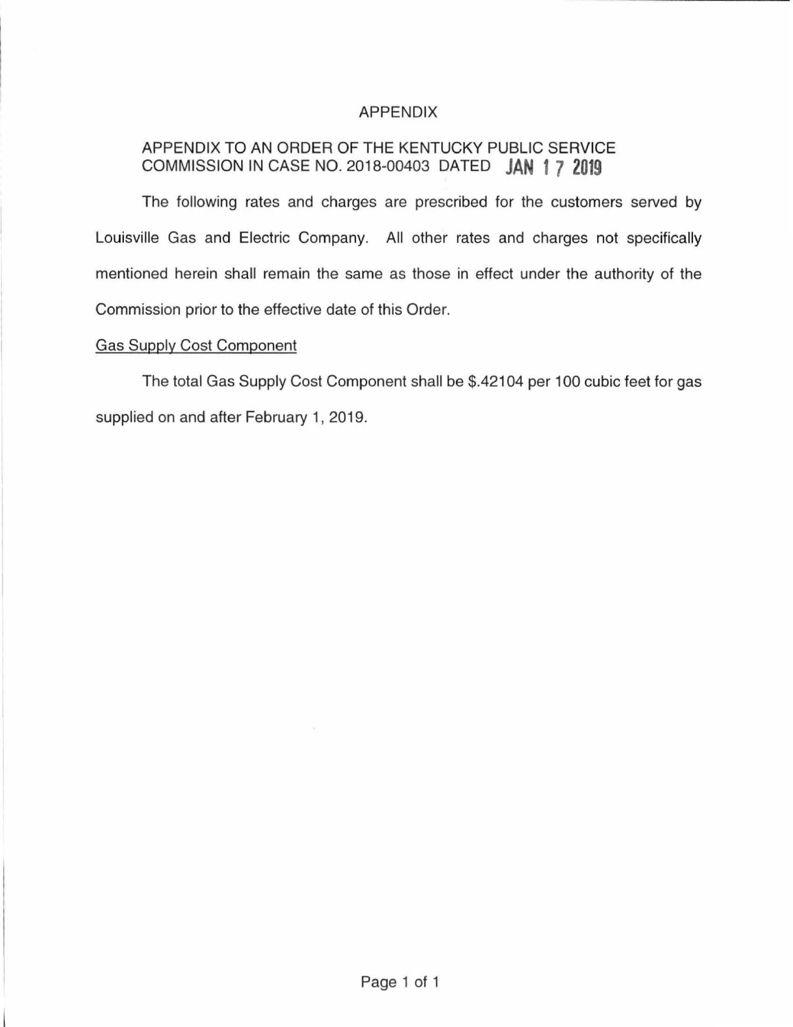# APPENDIX

APPENDIX TO AN ORDER OF THE KENTUCKY PUBLIC SERVICE COMMISSION IN CASE NO. 2018-00403 DATED **JAN 17 2019**

The following rates and charges are prescribed for the customers served by Louisville Gas and Electric Company. All other rates and charges not specifically mentioned herein shall remain the same as those in effect under the authority of the Commission prior to the effective date of this Order.

Gas Supply Cost Component

The total Gas Supply Cost Component shall be $.42104 per 100 cubic feet for gas supplied on and after February 1, 2019.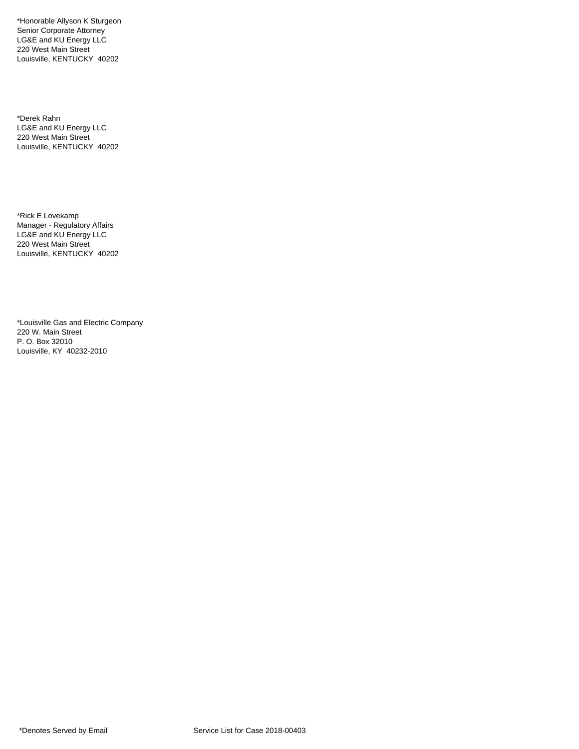*Honorable Allyson K Sturgeon
Senior Corporate Attorney
LG&E and KU Energy LLC
220 West Main Street
Louisville, KENTUCKY  40202

*Derek Rahn
LG&E and KU Energy LLC
220 West Main Street
Louisville, KENTUCKY  40202

*Rick E Lovekamp
Manager - Regulatory Affairs
LG&E and KU Energy LLC
220 West Main Street
Louisville, KENTUCKY  40202

*Louisville Gas and Electric Company
220 W. Main Street
P. O. Box 32010
Louisville, KY  40232-2010

*Denotes Served by Email

Service List for Case 2018-00403